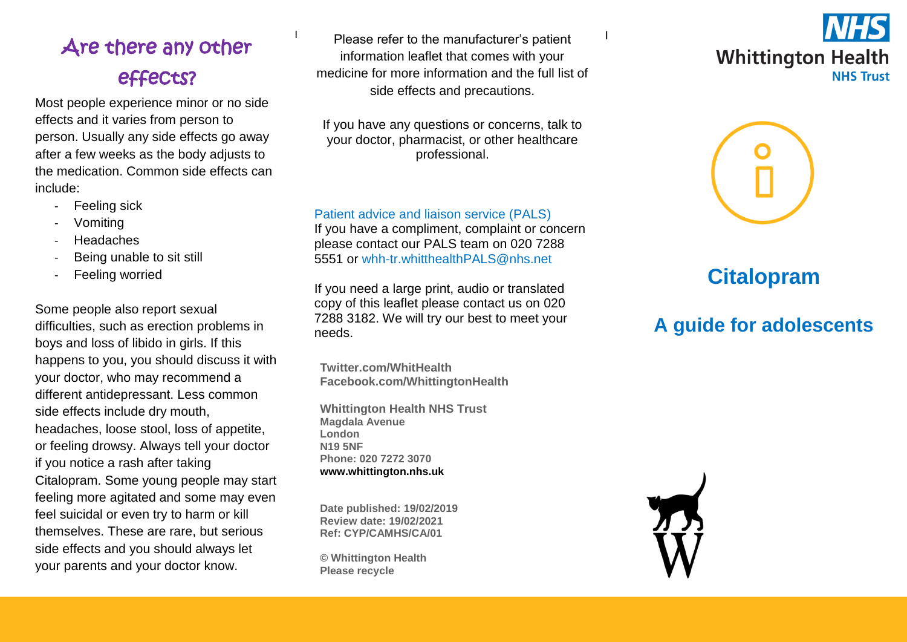## Are there any other effects?

Most people experience minor or no side effects and it varies from person to person. Usually any side effects go away after a few weeks as the body adjusts to the medication. Common side effects can include:

- Feeling sick
- Vomiting
- Headaches
- Being unable to sit still
- Feeling worried

Some people also report sexual difficulties, such as erection problems in boys and loss of libido in girls. If this happens to you, you should discuss it with your doctor, who may recommend a different antidepressant. Less common side effects include dry mouth, headaches, loose stool, loss of appetite, or feeling drowsy. Always tell your doctor if you notice a rash after taking Citalopram. Some young people may start feeling more agitated and some may even feel suicidal or even try to harm or kill themselves. These are rare, but serious side effects and you should always let your parents and your doctor know.

Please refer to the manufacturer's patient information leaflet that comes with your medicine for more information and the full list of side effects and precautions.

If you have any questions or concerns, talk to your doctor, pharmacist, or other healthcare professional.

Patient advice and liaison service (PALS)
If you have a compliment, complaint or concern please contact our PALS team on 020 7288 5551 or whh-tr.whitthealthPALS@nhs.net

If you need a large print, audio or translated copy of this leaflet please contact us on 020 7288 3182. We will try our best to meet your needs.

**Twitter.com/WhitHealth**
**Facebook.com/WhittingtonHealth**

**Whittington Health NHS Trust**
**Magdala Avenue**
**London**
**N19 5NF**
**Phone: 020 7272 3070**
**www.whittington.nhs.uk**

**Date published: 19/02/2019**
**Review date: 19/02/2021**
**Ref: CYP/CAMHS/CA/01**

**© Whittington Health**
**Please recycle**

NHS Whittington Health NHS Trust

# Citalopram

## A guide for adolescents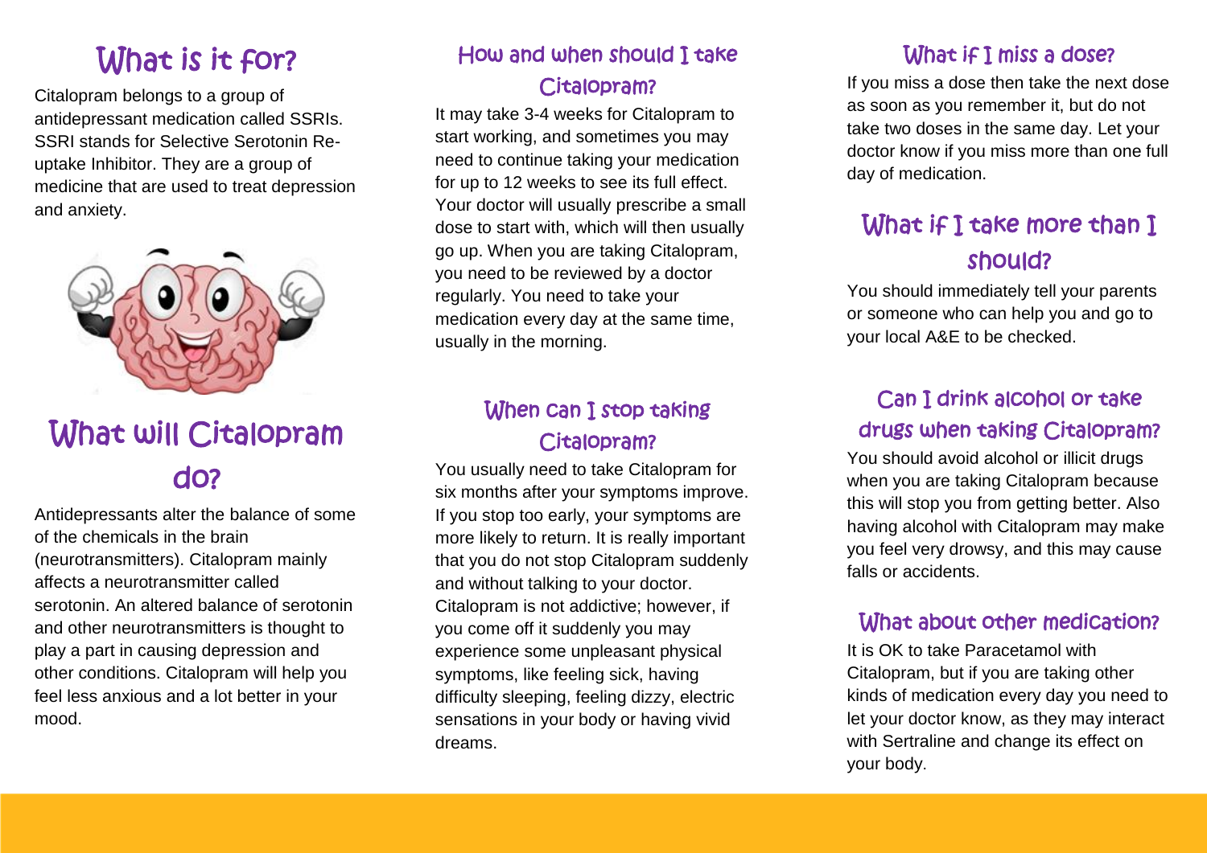## What is it for?

Citalopram belongs to a group of antidepressant medication called SSRIs. SSRI stands for Selective Serotonin Re-uptake Inhibitor. They are a group of medicine that are used to treat depression and anxiety.

## What will Citalopram do?

Antidepressants alter the balance of some of the chemicals in the brain (neurotransmitters). Citalopram mainly affects a neurotransmitter called serotonin. An altered balance of serotonin and other neurotransmitters is thought to play a part in causing depression and other conditions. Citalopram will help you feel less anxious and a lot better in your mood.

## How and when should I take Citalopram?

It may take 3-4 weeks for Citalopram to start working, and sometimes you may need to continue taking your medication for up to 12 weeks to see its full effect. Your doctor will usually prescribe a small dose to start with, which will then usually go up. When you are taking Citalopram, you need to be reviewed by a doctor regularly. You need to take your medication every day at the same time, usually in the morning.

## When can I stop taking Citalopram?

You usually need to take Citalopram for six months after your symptoms improve. If you stop too early, your symptoms are more likely to return. It is really important that you do not stop Citalopram suddenly and without talking to your doctor. Citalopram is not addictive; however, if you come off it suddenly you may experience some unpleasant physical symptoms, like feeling sick, having difficulty sleeping, feeling dizzy, electric sensations in your body or having vivid dreams.

## What if I miss a dose?

If you miss a dose then take the next dose as soon as you remember it, but do not take two doses in the same day. Let your doctor know if you miss more than one full day of medication.

## What if I take more than I should?

You should immediately tell your parents or someone who can help you and go to your local A&E to be checked.

## Can I drink alcohol or take drugs when taking Citalopram?

You should avoid alcohol or illicit drugs when you are taking Citalopram because this will stop you from getting better. Also having alcohol with Citalopram may make you feel very drowsy, and this may cause falls or accidents.

## What about other medication?

It is OK to take Paracetamol with Citalopram, but if you are taking other kinds of medication every day you need to let your doctor know, as they may interact with Sertraline and change its effect on your body.